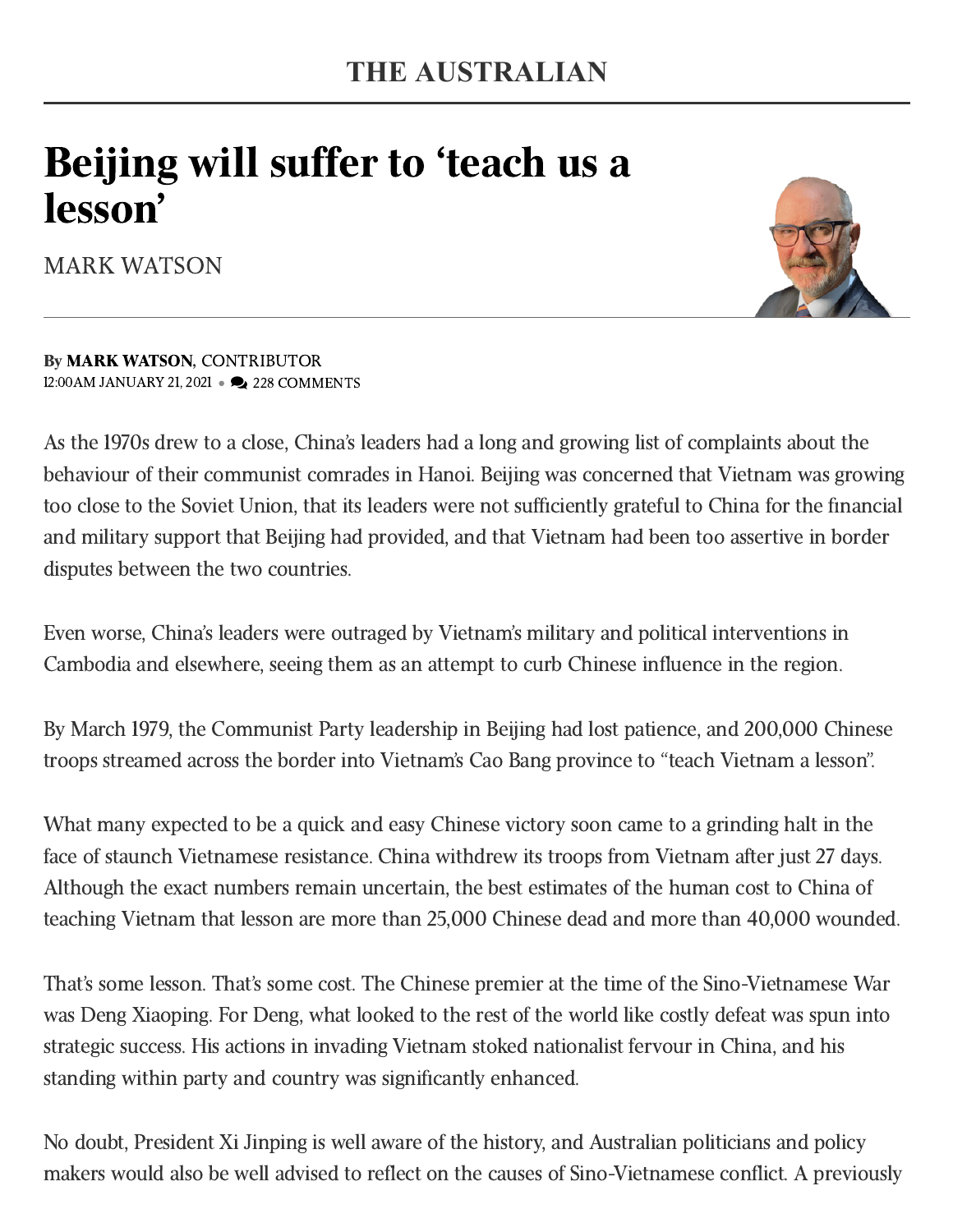THE AUSTRALIAN

# Beijing will suffer to 'teach us a lesson'

MARK WATSON

By **MARK WATSON**, CONTRIBUTOR
12:00AM JANUARY 21, 2021 • 228 COMMENTS

As the 1970s drew to a close, China's leaders had a long and growing list of complaints about the behaviour of their communist comrades in Hanoi. Beijing was concerned that Vietnam was growing too close to the Soviet Union, that its leaders were not sufficiently grateful to China for the financial and military support that Beijing had provided, and that Vietnam had been too assertive in border disputes between the two countries.

Even worse, China's leaders were outraged by Vietnam's military and political interventions in Cambodia and elsewhere, seeing them as an attempt to curb Chinese influence in the region.

By March 1979, the Communist Party leadership in Beijing had lost patience, and 200,000 Chinese troops streamed across the border into Vietnam's Cao Bang province to "teach Vietnam a lesson".

What many expected to be a quick and easy Chinese victory soon came to a grinding halt in the face of staunch Vietnamese resistance. China withdrew its troops from Vietnam after just 27 days. Although the exact numbers remain uncertain, the best estimates of the human cost to China of teaching Vietnam that lesson are more than 25,000 Chinese dead and more than 40,000 wounded.

That's some lesson. That's some cost. The Chinese premier at the time of the Sino-Vietnamese War was Deng Xiaoping. For Deng, what looked to the rest of the world like costly defeat was spun into strategic success. His actions in invading Vietnam stoked nationalist fervour in China, and his standing within party and country was significantly enhanced.

No doubt, President Xi Jinping is well aware of the history, and Australian politicians and policy makers would also be well advised to reflect on the causes of Sino-Vietnamese conflict. A previously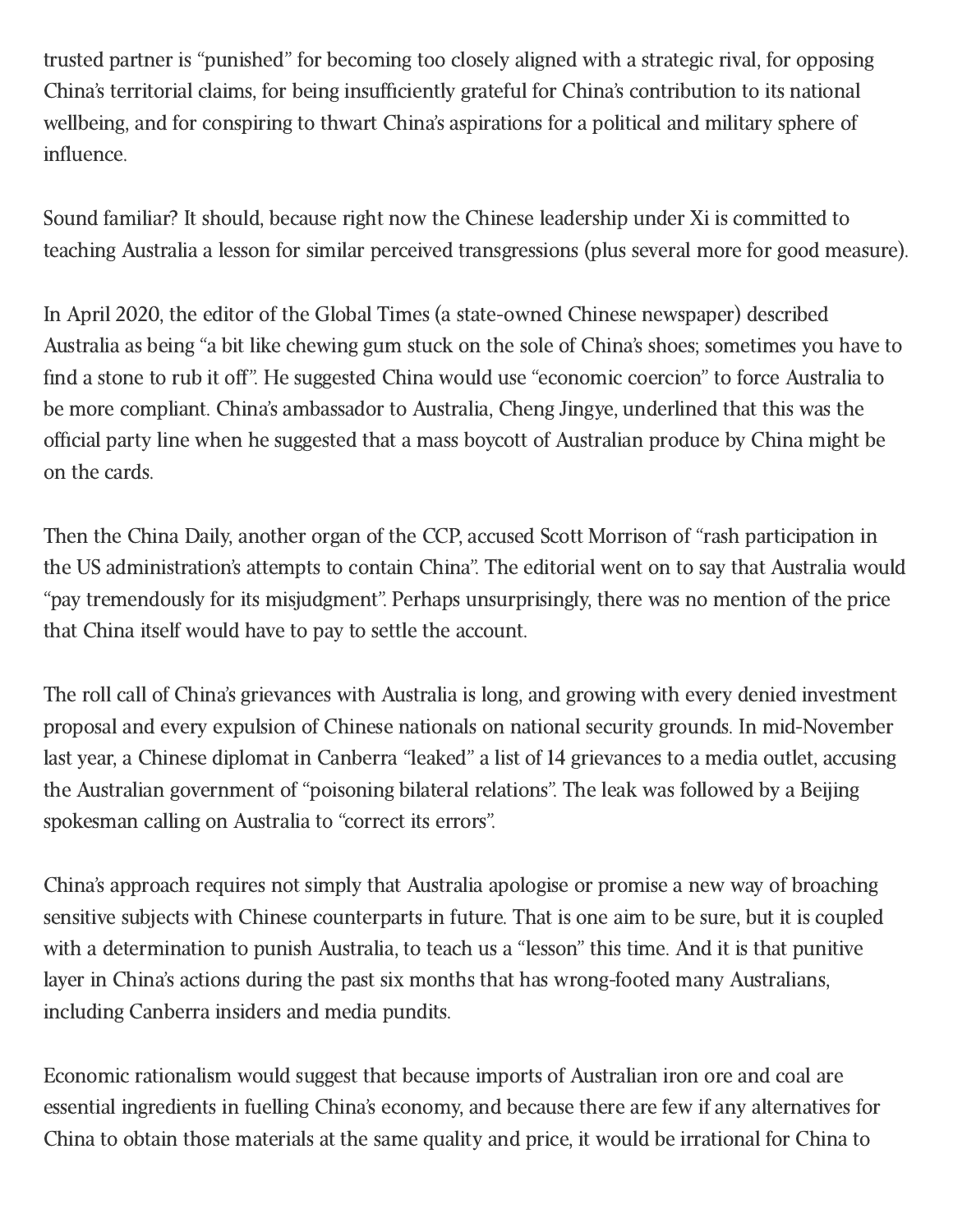trusted partner is "punished" for becoming too closely aligned with a strategic rival, for opposing China's territorial claims, for being insufficiently grateful for China's contribution to its national wellbeing, and for conspiring to thwart China's aspirations for a political and military sphere of influence.

Sound familiar? It should, because right now the Chinese leadership under Xi is committed to teaching Australia a lesson for similar perceived transgressions (plus several more for good measure).

In April 2020, the editor of the Global Times (a state-owned Chinese newspaper) described Australia as being "a bit like chewing gum stuck on the sole of China's shoes; sometimes you have to find a stone to rub it off". He suggested China would use "economic coercion" to force Australia to be more compliant. China's ambassador to Australia, Cheng Jingye, underlined that this was the official party line when he suggested that a mass boycott of Australian produce by China might be on the cards.

Then the China Daily, another organ of the CCP, accused Scott Morrison of "rash participation in the US administration's attempts to contain China". The editorial went on to say that Australia would "pay tremendously for its misjudgment". Perhaps unsurprisingly, there was no mention of the price that China itself would have to pay to settle the account.

The roll call of China's grievances with Australia is long, and growing with every denied investment proposal and every expulsion of Chinese nationals on national security grounds. In mid-November last year, a Chinese diplomat in Canberra "leaked" a list of 14 grievances to a media outlet, accusing the Australian government of "poisoning bilateral relations". The leak was followed by a Beijing spokesman calling on Australia to "correct its errors".

China's approach requires not simply that Australia apologise or promise a new way of broaching sensitive subjects with Chinese counterparts in future. That is one aim to be sure, but it is coupled with a determination to punish Australia, to teach us a "lesson" this time. And it is that punitive layer in China's actions during the past six months that has wrong-footed many Australians, including Canberra insiders and media pundits.

Economic rationalism would suggest that because imports of Australian iron ore and coal are essential ingredients in fuelling China's economy, and because there are few if any alternatives for China to obtain those materials at the same quality and price, it would be irrational for China to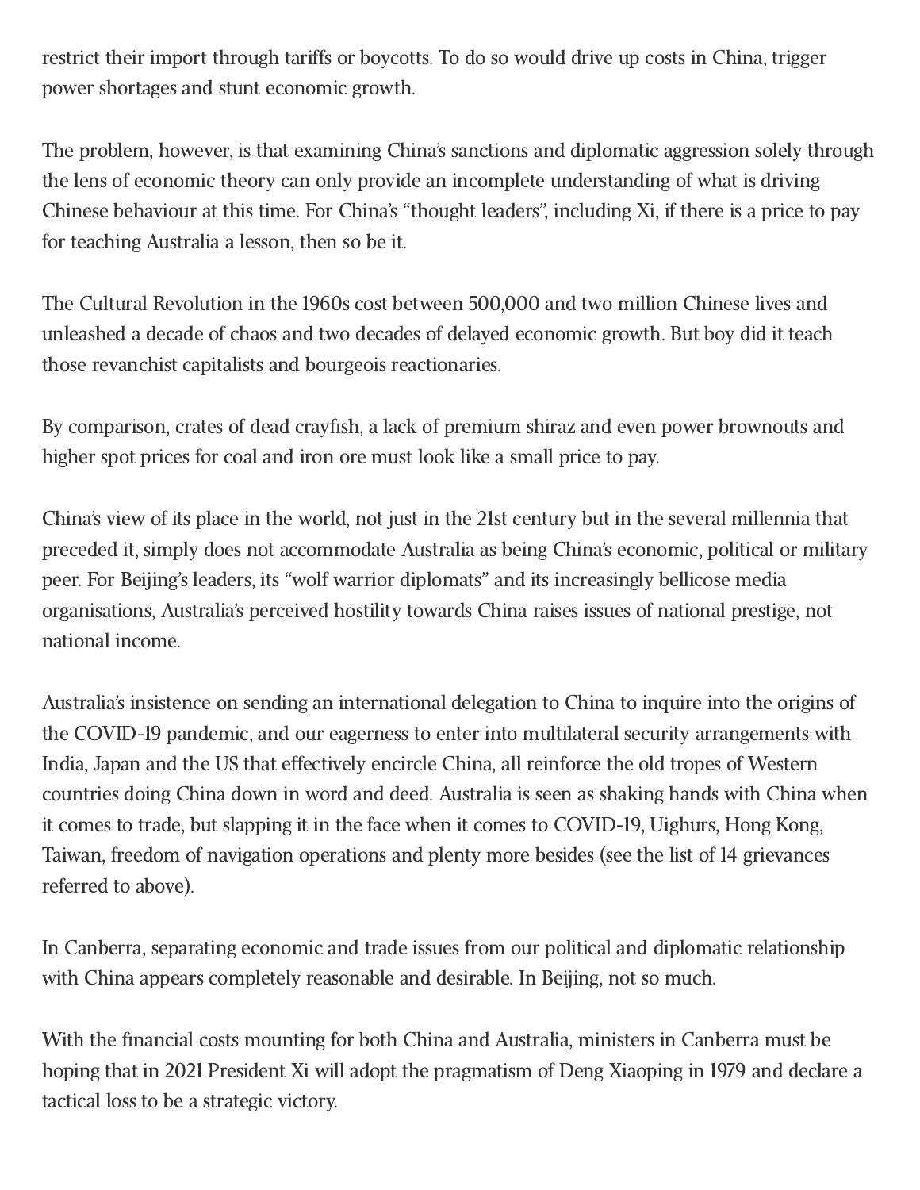restrict their import through tariffs or boycotts. To do so would drive up costs in China, trigger power shortages and stunt economic growth.

The problem, however, is that examining China's sanctions and diplomatic aggression solely through the lens of economic theory can only provide an incomplete understanding of what is driving Chinese behaviour at this time. For China's "thought leaders", including Xi, if there is a price to pay for teaching Australia a lesson, then so be it.

The Cultural Revolution in the 1960s cost between 500,000 and two million Chinese lives and unleashed a decade of chaos and two decades of delayed economic growth. But boy did it teach those revanchist capitalists and bourgeois reactionaries.

By comparison, crates of dead crayfish, a lack of premium shiraz and even power brownouts and higher spot prices for coal and iron ore must look like a small price to pay.

China's view of its place in the world, not just in the 21st century but in the several millennia that preceded it, simply does not accommodate Australia as being China's economic, political or military peer. For Beijing's leaders, its "wolf warrior diplomats" and its increasingly bellicose media organisations, Australia's perceived hostility towards China raises issues of national prestige, not national income.

Australia's insistence on sending an international delegation to China to inquire into the origins of the COVID-19 pandemic, and our eagerness to enter into multilateral security arrangements with India, Japan and the US that effectively encircle China, all reinforce the old tropes of Western countries doing China down in word and deed. Australia is seen as shaking hands with China when it comes to trade, but slapping it in the face when it comes to COVID-19, Uighurs, Hong Kong, Taiwan, freedom of navigation operations and plenty more besides (see the list of 14 grievances referred to above).

In Canberra, separating economic and trade issues from our political and diplomatic relationship with China appears completely reasonable and desirable. In Beijing, not so much.

With the financial costs mounting for both China and Australia, ministers in Canberra must be hoping that in 2021 President Xi will adopt the pragmatism of Deng Xiaoping in 1979 and declare a tactical loss to be a strategic victory.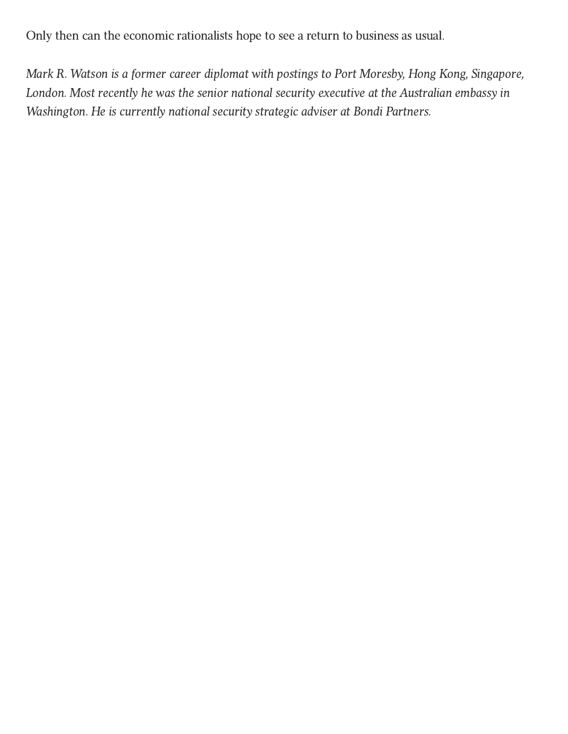Only then can the economic rationalists hope to see a return to business as usual.

*Mark R. Watson is a former career diplomat with postings to Port Moresby, Hong Kong, Singapore, London. Most recently he was the senior national security executive at the Australian embassy in Washington. He is currently national security strategic adviser at Bondi Partners.*